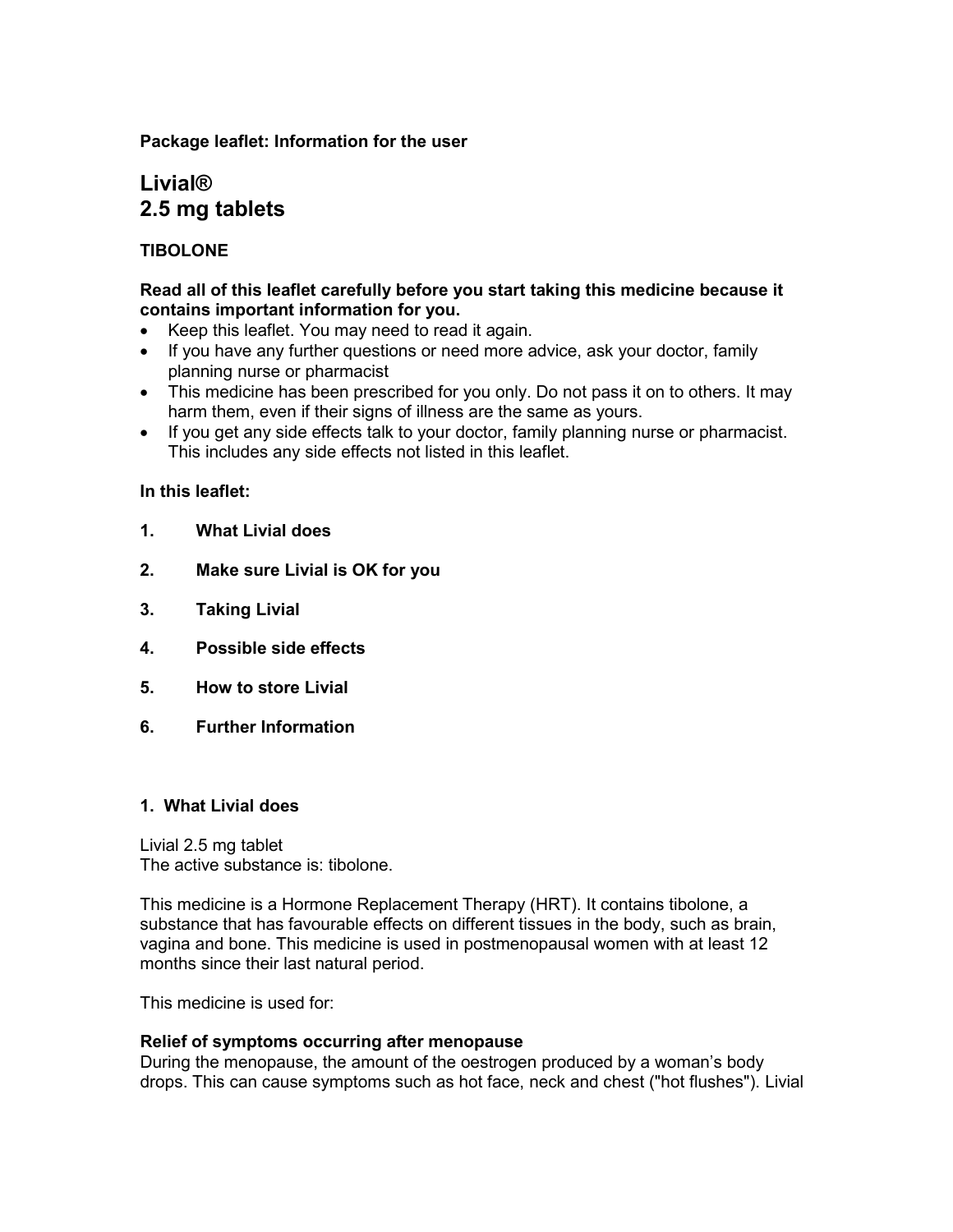**Package leaflet: Information for the user**

# Livial®
# 2.5 mg tablets

**TIBOLONE**

**Read all of this leaflet carefully before you start taking this medicine because it contains important information for you.**

- Keep this leaflet. You may need to read it again.
- If you have any further questions or need more advice, ask your doctor, family planning nurse or pharmacist
- This medicine has been prescribed for you only. Do not pass it on to others. It may harm them, even if their signs of illness are the same as yours.
- If you get any side effects talk to your doctor, family planning nurse or pharmacist. This includes any side effects not listed in this leaflet.

**In this leaflet:**

1. **What Livial does**
2. **Make sure Livial is OK for you**
3. **Taking Livial**
4. **Possible side effects**
5. **How to store Livial**
6. **Further Information**

## 1. What Livial does

Livial 2.5 mg tablet
The active substance is: tibolone.

This medicine is a Hormone Replacement Therapy (HRT). It contains tibolone, a substance that has favourable effects on different tissues in the body, such as brain, vagina and bone. This medicine is used in postmenopausal women with at least 12 months since their last natural period.

This medicine is used for:

**Relief of symptoms occurring after menopause**
During the menopause, the amount of the oestrogen produced by a woman's body drops. This can cause symptoms such as hot face, neck and chest ("hot flushes"). Livial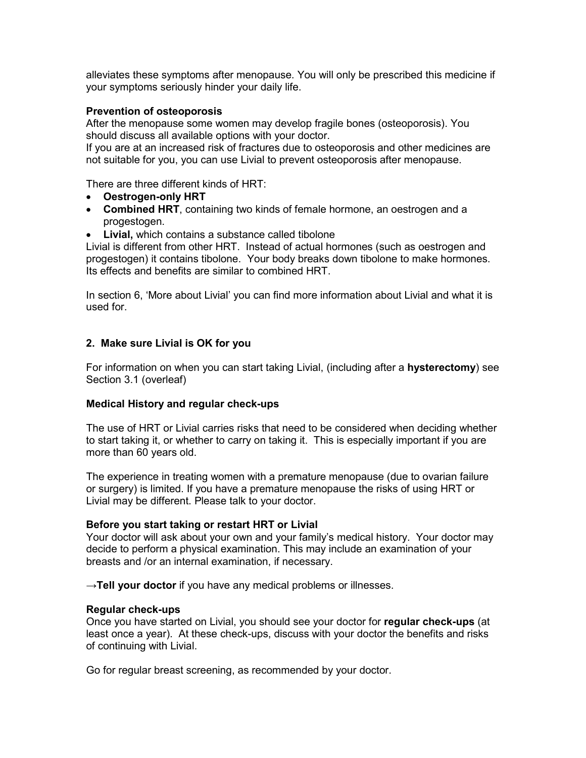alleviates these symptoms after menopause. You will only be prescribed this medicine if your symptoms seriously hinder your daily life.

**Prevention of osteoporosis**

After the menopause some women may develop fragile bones (osteoporosis). You should discuss all available options with your doctor.

If you are at an increased risk of fractures due to osteoporosis and other medicines are not suitable for you, you can use Livial to prevent osteoporosis after menopause.

There are three different kinds of HRT:

- **Oestrogen-only HRT**
- **Combined HRT**, containing two kinds of female hormone, an oestrogen and a progestogen.
- **Livial,** which contains a substance called tibolone

Livial is different from other HRT. Instead of actual hormones (such as oestrogen and progestogen) it contains tibolone. Your body breaks down tibolone to make hormones. Its effects and benefits are similar to combined HRT.

In section 6, 'More about Livial' you can find more information about Livial and what it is used for.

## 2. Make sure Livial is OK for you

For information on when you can start taking Livial, (including after a **hysterectomy**) see Section 3.1 (overleaf)

**Medical History and regular check-ups**

The use of HRT or Livial carries risks that need to be considered when deciding whether to start taking it, or whether to carry on taking it. This is especially important if you are more than 60 years old.

The experience in treating women with a premature menopause (due to ovarian failure or surgery) is limited. If you have a premature menopause the risks of using HRT or Livial may be different. Please talk to your doctor.

**Before you start taking or restart HRT or Livial**

Your doctor will ask about your own and your family's medical history. Your doctor may decide to perform a physical examination. This may include an examination of your breasts and /or an internal examination, if necessary.

→**Tell your doctor** if you have any medical problems or illnesses.

**Regular check-ups**

Once you have started on Livial, you should see your doctor for **regular check-ups** (at least once a year). At these check-ups, discuss with your doctor the benefits and risks of continuing with Livial.

Go for regular breast screening, as recommended by your doctor.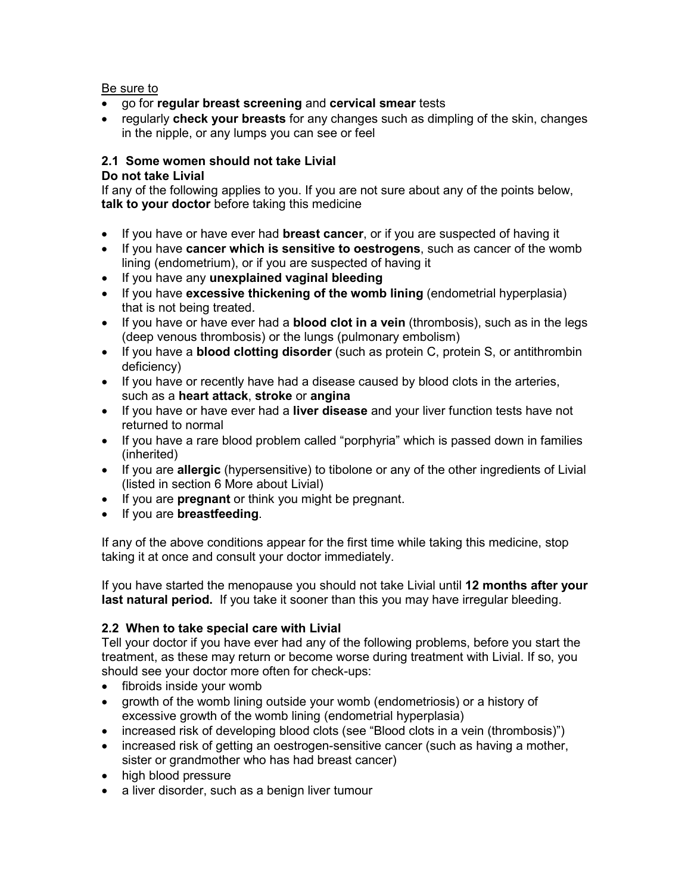Be sure to

- go for **regular breast screening** and **cervical smear** tests
- regularly **check your breasts** for any changes such as dimpling of the skin, changes in the nipple, or any lumps you can see or feel

### 2.1 Some women should not take Livial

**Do not take Livial**

If any of the following applies to you. If you are not sure about any of the points below, **talk to your doctor** before taking this medicine

- If you have or have ever had **breast cancer**, or if you are suspected of having it
- If you have **cancer which is sensitive to oestrogens**, such as cancer of the womb lining (endometrium), or if you are suspected of having it
- If you have any **unexplained vaginal bleeding**
- If you have **excessive thickening of the womb lining** (endometrial hyperplasia) that is not being treated.
- If you have or have ever had a **blood clot in a vein** (thrombosis), such as in the legs (deep venous thrombosis) or the lungs (pulmonary embolism)
- If you have a **blood clotting disorder** (such as protein C, protein S, or antithrombin deficiency)
- If you have or recently have had a disease caused by blood clots in the arteries, such as a **heart attack**, **stroke** or **angina**
- If you have or have ever had a **liver disease** and your liver function tests have not returned to normal
- If you have a rare blood problem called "porphyria" which is passed down in families (inherited)
- If you are **allergic** (hypersensitive) to tibolone or any of the other ingredients of Livial (listed in section 6 More about Livial)
- If you are **pregnant** or think you might be pregnant.
- If you are **breastfeeding**.

If any of the above conditions appear for the first time while taking this medicine, stop taking it at once and consult your doctor immediately.

If you have started the menopause you should not take Livial until **12 months after your last natural period.** If you take it sooner than this you may have irregular bleeding.

### 2.2 When to take special care with Livial

Tell your doctor if you have ever had any of the following problems, before you start the treatment, as these may return or become worse during treatment with Livial. If so, you should see your doctor more often for check-ups:

- fibroids inside your womb
- growth of the womb lining outside your womb (endometriosis) or a history of excessive growth of the womb lining (endometrial hyperplasia)
- increased risk of developing blood clots (see "Blood clots in a vein (thrombosis)")
- increased risk of getting an oestrogen-sensitive cancer (such as having a mother, sister or grandmother who has had breast cancer)
- high blood pressure
- a liver disorder, such as a benign liver tumour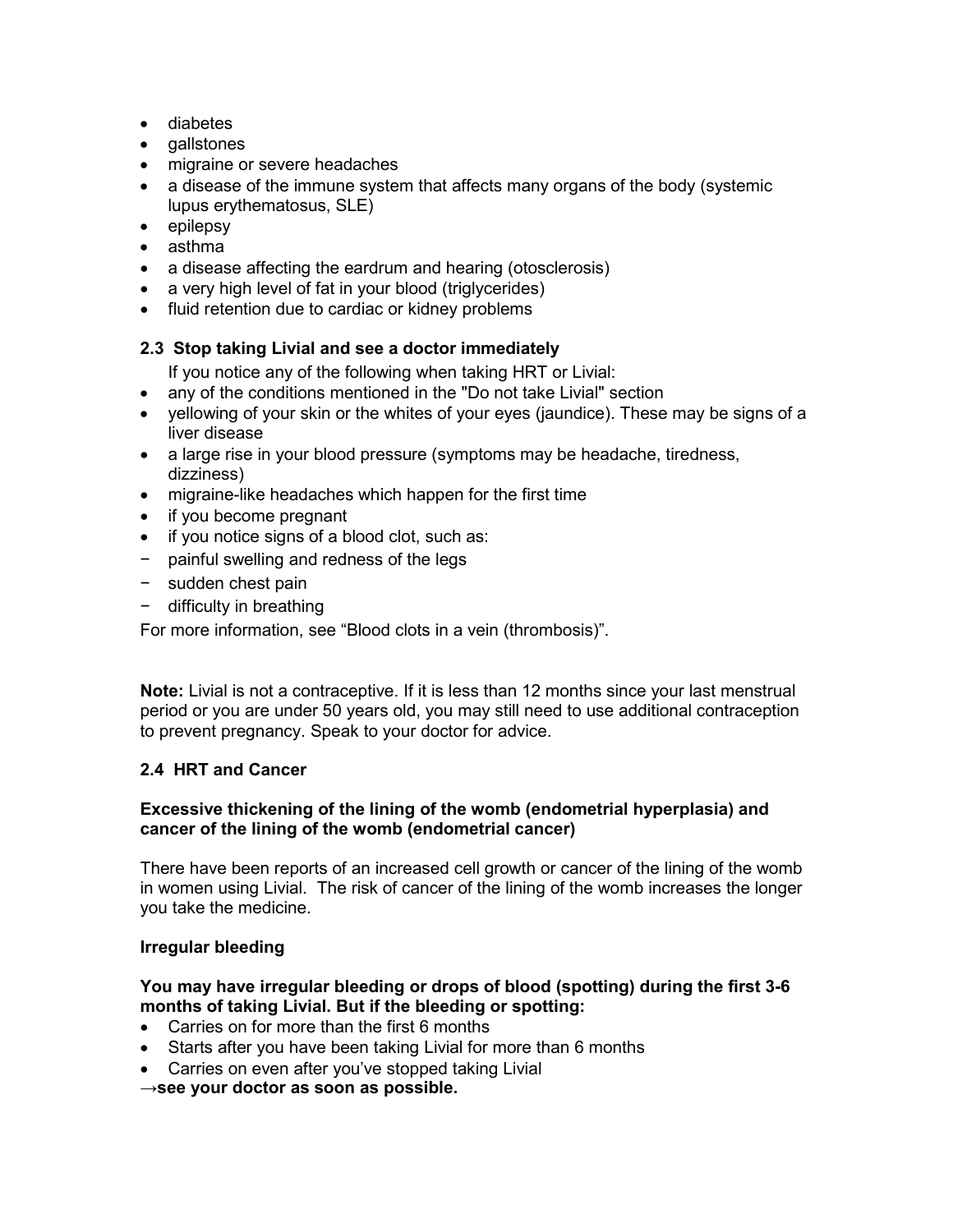- diabetes
- gallstones
- migraine or severe headaches
- a disease of the immune system that affects many organs of the body (systemic lupus erythematosus, SLE)
- epilepsy
- asthma
- a disease affecting the eardrum and hearing (otosclerosis)
- a very high level of fat in your blood (triglycerides)
- fluid retention due to cardiac or kidney problems

### 2.3 Stop taking Livial and see a doctor immediately

If you notice any of the following when taking HRT or Livial:

- any of the conditions mentioned in the "Do not take Livial" section
- yellowing of your skin or the whites of your eyes (jaundice). These may be signs of a liver disease
- a large rise in your blood pressure (symptoms may be headache, tiredness, dizziness)
- migraine-like headaches which happen for the first time
- if you become pregnant
- if you notice signs of a blood clot, such as:
  - painful swelling and redness of the legs
  - sudden chest pain
  - difficulty in breathing

For more information, see "Blood clots in a vein (thrombosis)".

**Note:** Livial is not a contraceptive. If it is less than 12 months since your last menstrual period or you are under 50 years old, you may still need to use additional contraception to prevent pregnancy. Speak to your doctor for advice.

### 2.4 HRT and Cancer

**Excessive thickening of the lining of the womb (endometrial hyperplasia) and cancer of the lining of the womb (endometrial cancer)**

There have been reports of an increased cell growth or cancer of the lining of the womb in women using Livial. The risk of cancer of the lining of the womb increases the longer you take the medicine.

**Irregular bleeding**

**You may have irregular bleeding or drops of blood (spotting) during the first 3-6 months of taking Livial. But if the bleeding or spotting:**

- Carries on for more than the first 6 months
- Starts after you have been taking Livial for more than 6 months
- Carries on even after you've stopped taking Livial

**→see your doctor as soon as possible.**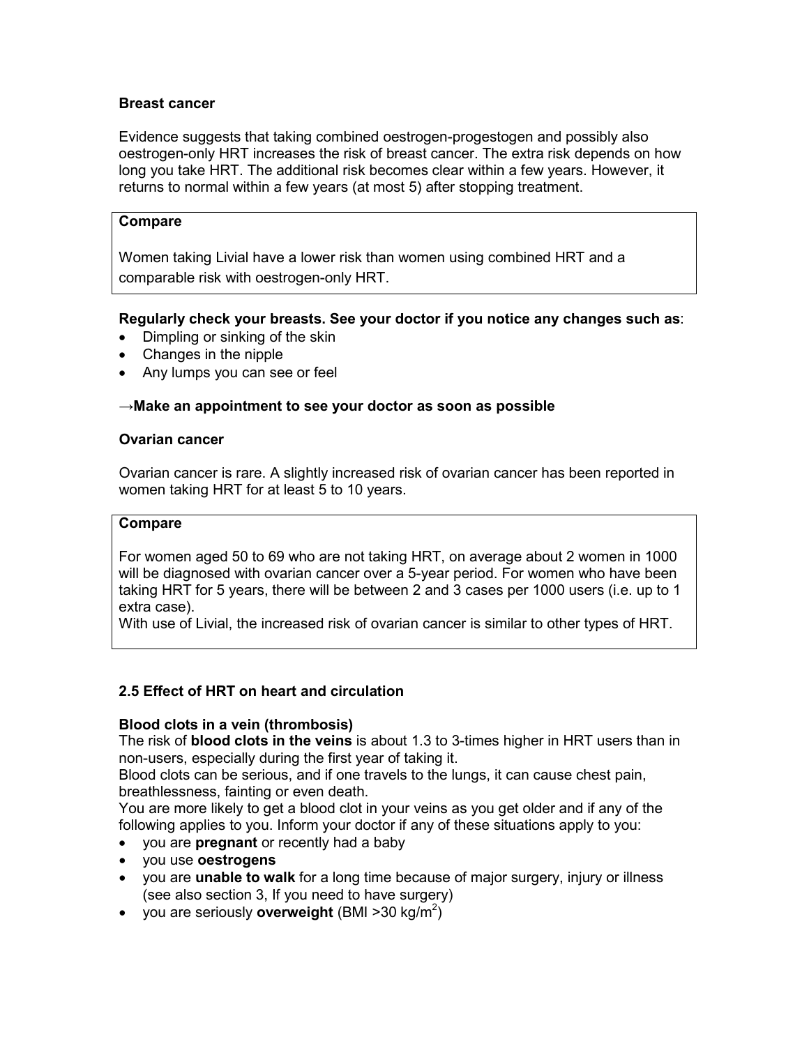**Breast cancer**

Evidence suggests that taking combined oestrogen-progestogen and possibly also oestrogen-only HRT increases the risk of breast cancer. The extra risk depends on how long you take HRT. The additional risk becomes clear within a few years. However, it returns to normal within a few years (at most 5) after stopping treatment.

> **Compare**
>
> Women taking Livial have a lower risk than women using combined HRT and a comparable risk with oestrogen-only HRT.

**Regularly check your breasts. See your doctor if you notice any changes such as**:

- Dimpling or sinking of the skin
- Changes in the nipple
- Any lumps you can see or feel

**→Make an appointment to see your doctor as soon as possible**

**Ovarian cancer**

Ovarian cancer is rare. A slightly increased risk of ovarian cancer has been reported in women taking HRT for at least 5 to 10 years.

> **Compare**
>
> For women aged 50 to 69 who are not taking HRT, on average about 2 women in 1000 will be diagnosed with ovarian cancer over a 5-year period. For women who have been taking HRT for 5 years, there will be between 2 and 3 cases per 1000 users (i.e. up to 1 extra case).
> With use of Livial, the increased risk of ovarian cancer is similar to other types of HRT.

### 2.5 Effect of HRT on heart and circulation

**Blood clots in a vein (thrombosis)**

The risk of **blood clots in the veins** is about 1.3 to 3-times higher in HRT users than in non-users, especially during the first year of taking it.
Blood clots can be serious, and if one travels to the lungs, it can cause chest pain, breathlessness, fainting or even death.
You are more likely to get a blood clot in your veins as you get older and if any of the following applies to you. Inform your doctor if any of these situations apply to you:

- you are **pregnant** or recently had a baby
- you use **oestrogens**
- you are **unable to walk** for a long time because of major surgery, injury or illness (see also section 3, If you need to have surgery)
- you are seriously **overweight** (BMI >30 $kg/m^2$)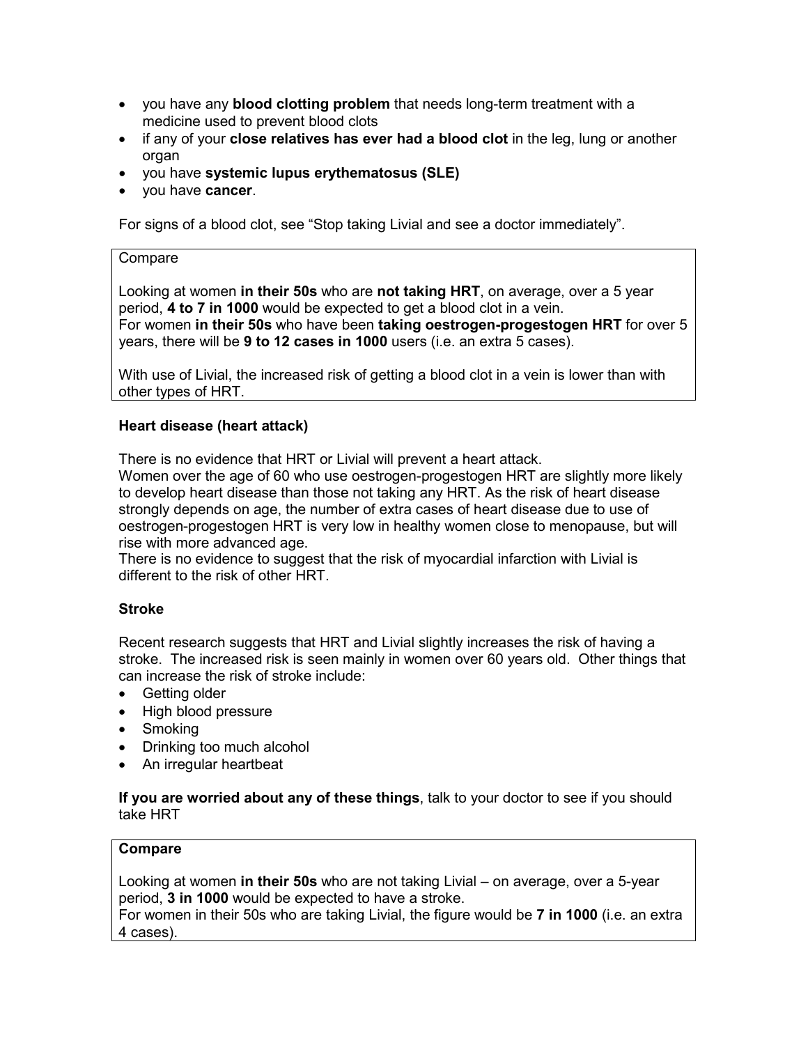- you have any **blood clotting problem** that needs long-term treatment with a medicine used to prevent blood clots
- if any of your **close relatives has ever had a blood clot** in the leg, lung or another organ
- you have **systemic lupus erythematosus (SLE)**
- you have **cancer**.

For signs of a blood clot, see "Stop taking Livial and see a doctor immediately".

> Compare
>
> Looking at women **in their 50s** who are **not taking HRT**, on average, over a 5 year period, **4 to 7 in 1000** would be expected to get a blood clot in a vein.
> For women **in their 50s** who have been **taking oestrogen-progestogen HRT** for over 5 years, there will be **9 to 12 cases in 1000** users (i.e. an extra 5 cases).
>
> With use of Livial, the increased risk of getting a blood clot in a vein is lower than with other types of HRT.

**Heart disease (heart attack)**

There is no evidence that HRT or Livial will prevent a heart attack.
Women over the age of 60 who use oestrogen-progestogen HRT are slightly more likely to develop heart disease than those not taking any HRT. As the risk of heart disease strongly depends on age, the number of extra cases of heart disease due to use of oestrogen-progestogen HRT is very low in healthy women close to menopause, but will rise with more advanced age.
There is no evidence to suggest that the risk of myocardial infarction with Livial is different to the risk of other HRT.

**Stroke**

Recent research suggests that HRT and Livial slightly increases the risk of having a stroke. The increased risk is seen mainly in women over 60 years old. Other things that can increase the risk of stroke include:
- Getting older
- High blood pressure
- Smoking
- Drinking too much alcohol
- An irregular heartbeat

**If you are worried about any of these things**, talk to your doctor to see if you should take HRT

> **Compare**
>
> Looking at women **in their 50s** who are not taking Livial – on average, over a 5-year period, **3 in 1000** would be expected to have a stroke.
> For women in their 50s who are taking Livial, the figure would be **7 in 1000** (i.e. an extra 4 cases).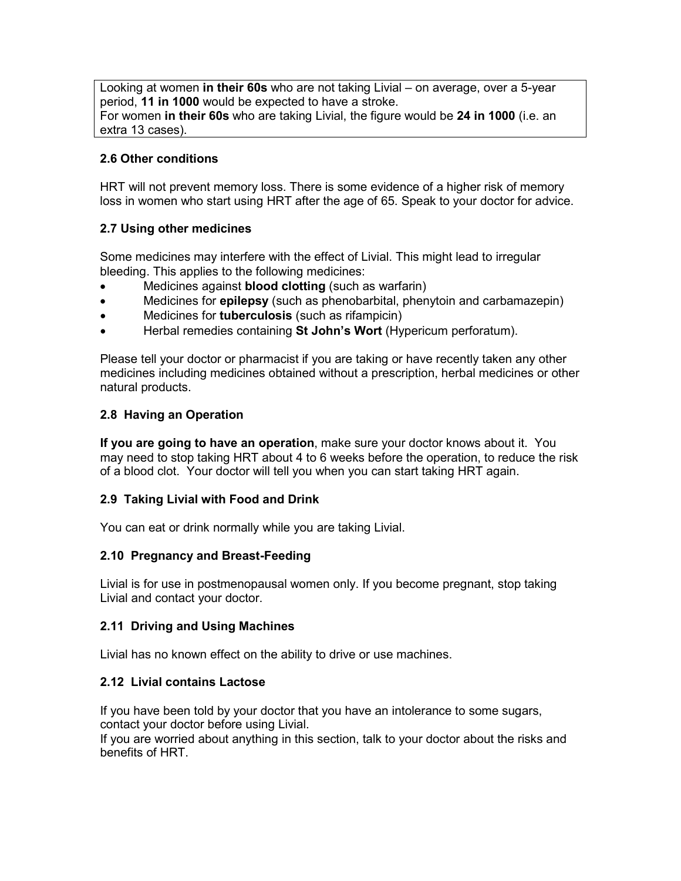Looking at women **in their 60s** who are not taking Livial – on average, over a 5-year period, **11 in 1000** would be expected to have a stroke.
For women **in their 60s** who are taking Livial, the figure would be **24 in 1000** (i.e. an extra 13 cases).

### 2.6 Other conditions

HRT will not prevent memory loss. There is some evidence of a higher risk of memory loss in women who start using HRT after the age of 65. Speak to your doctor for advice.

### 2.7 Using other medicines

Some medicines may interfere with the effect of Livial. This might lead to irregular bleeding. This applies to the following medicines:

- Medicines against **blood clotting** (such as warfarin)
- Medicines for **epilepsy** (such as phenobarbital, phenytoin and carbamazepin)
- Medicines for **tuberculosis** (such as rifampicin)
- Herbal remedies containing **St John's Wort** (Hypericum perforatum).

Please tell your doctor or pharmacist if you are taking or have recently taken any other medicines including medicines obtained without a prescription, herbal medicines or other natural products.

### 2.8 Having an Operation

**If you are going to have an operation**, make sure your doctor knows about it. You may need to stop taking HRT about 4 to 6 weeks before the operation, to reduce the risk of a blood clot. Your doctor will tell you when you can start taking HRT again.

### 2.9 Taking Livial with Food and Drink

You can eat or drink normally while you are taking Livial.

### 2.10 Pregnancy and Breast-Feeding

Livial is for use in postmenopausal women only. If you become pregnant, stop taking Livial and contact your doctor.

### 2.11 Driving and Using Machines

Livial has no known effect on the ability to drive or use machines.

### 2.12 Livial contains Lactose

If you have been told by your doctor that you have an intolerance to some sugars, contact your doctor before using Livial.
If you are worried about anything in this section, talk to your doctor about the risks and benefits of HRT.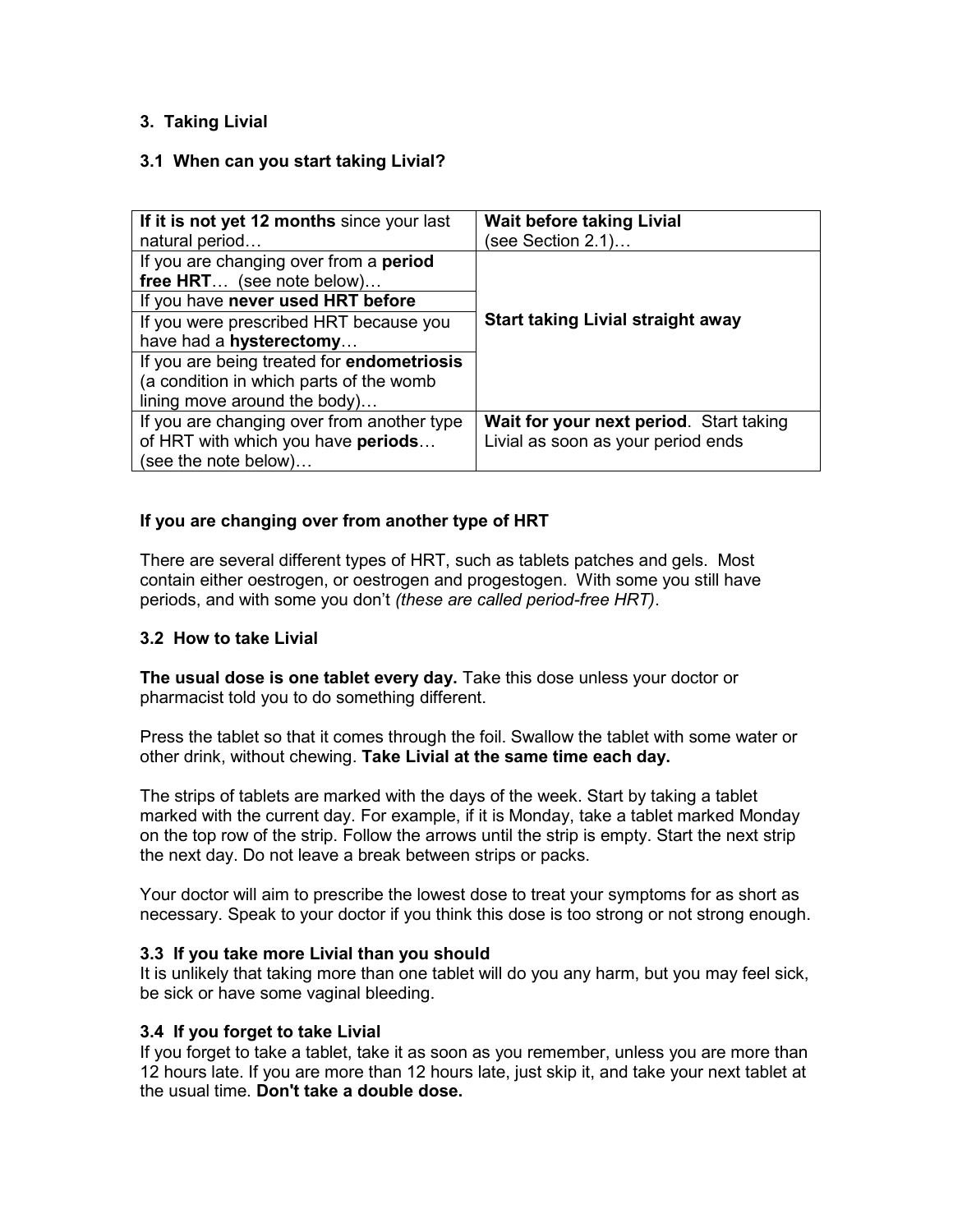### 3. Taking Livial

### 3.1 When can you start taking Livial?

| | |
|---|---|
| **If it is not yet 12 months** since your last natural period… | **Wait before taking Livial** (see Section 2.1)… |
| If you are changing over from a **period free HRT**… (see note below)… | **Start taking Livial straight away** |
| If you have **never used HRT before** | |
| If you were prescribed HRT because you have had a **hysterectomy**… | |
| If you are being treated for **endometriosis** (a condition in which parts of the womb lining move around the body)… | |
| If you are changing over from another type of HRT with which you have **periods**… (see the note below)… | **Wait for your next period**. Start taking Livial as soon as your period ends |

**If you are changing over from another type of HRT**

There are several different types of HRT, such as tablets patches and gels. Most contain either oestrogen, or oestrogen and progestogen. With some you still have periods, and with some you don't *(these are called period-free HRT)*.

### 3.2 How to take Livial

**The usual dose is one tablet every day.** Take this dose unless your doctor or pharmacist told you to do something different.

Press the tablet so that it comes through the foil. Swallow the tablet with some water or other drink, without chewing. **Take Livial at the same time each day.**

The strips of tablets are marked with the days of the week. Start by taking a tablet marked with the current day. For example, if it is Monday, take a tablet marked Monday on the top row of the strip. Follow the arrows until the strip is empty. Start the next strip the next day. Do not leave a break between strips or packs.

Your doctor will aim to prescribe the lowest dose to treat your symptoms for as short as necessary. Speak to your doctor if you think this dose is too strong or not strong enough.

### 3.3 If you take more Livial than you should

It is unlikely that taking more than one tablet will do you any harm, but you may feel sick, be sick or have some vaginal bleeding.

### 3.4 If you forget to take Livial

If you forget to take a tablet, take it as soon as you remember, unless you are more than 12 hours late. If you are more than 12 hours late, just skip it, and take your next tablet at the usual time. **Don't take a double dose.**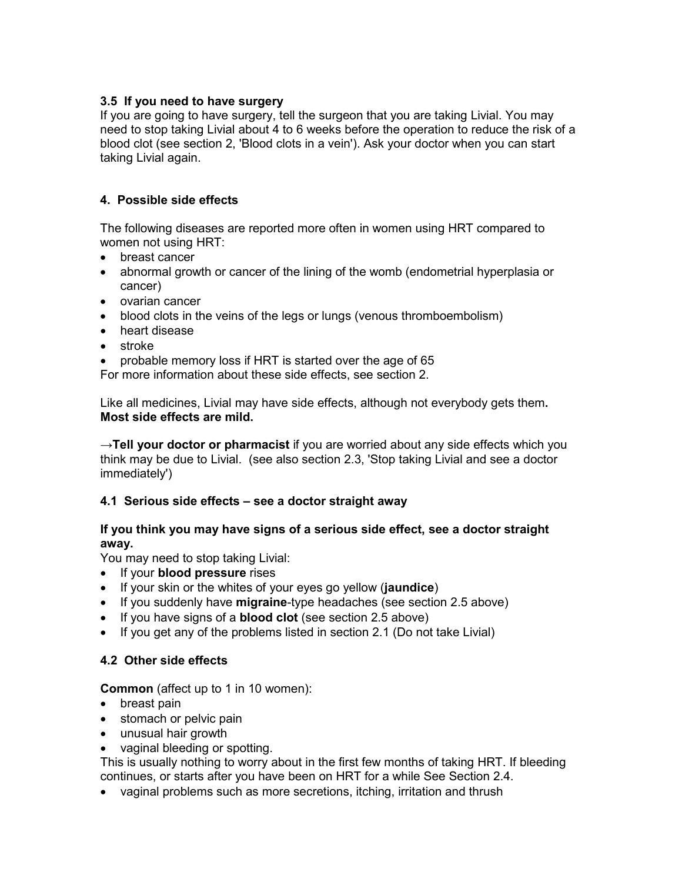### 3.5 If you need to have surgery

If you are going to have surgery, tell the surgeon that you are taking Livial. You may need to stop taking Livial about 4 to 6 weeks before the operation to reduce the risk of a blood clot (see section 2, 'Blood clots in a vein'). Ask your doctor when you can start taking Livial again.

## 4. Possible side effects

The following diseases are reported more often in women using HRT compared to women not using HRT:

- breast cancer
- abnormal growth or cancer of the lining of the womb (endometrial hyperplasia or cancer)
- ovarian cancer
- blood clots in the veins of the legs or lungs (venous thromboembolism)
- heart disease
- stroke
- probable memory loss if HRT is started over the age of 65

For more information about these side effects, see section 2.

Like all medicines, Livial may have side effects, although not everybody gets them. **Most side effects are mild.**

→**Tell your doctor or pharmacist** if you are worried about any side effects which you think may be due to Livial. (see also section 2.3, 'Stop taking Livial and see a doctor immediately')

### 4.1 Serious side effects – see a doctor straight away

**If you think you may have signs of a serious side effect, see a doctor straight away.**

You may need to stop taking Livial:

- If your **blood pressure** rises
- If your skin or the whites of your eyes go yellow (**jaundice**)
- If you suddenly have **migraine**-type headaches (see section 2.5 above)
- If you have signs of a **blood clot** (see section 2.5 above)
- If you get any of the problems listed in section 2.1 (Do not take Livial)

### 4.2 Other side effects

**Common** (affect up to 1 in 10 women):

- breast pain
- stomach or pelvic pain
- unusual hair growth
- vaginal bleeding or spotting.

This is usually nothing to worry about in the first few months of taking HRT. If bleeding continues, or starts after you have been on HRT for a while See Section 2.4.

- vaginal problems such as more secretions, itching, irritation and thrush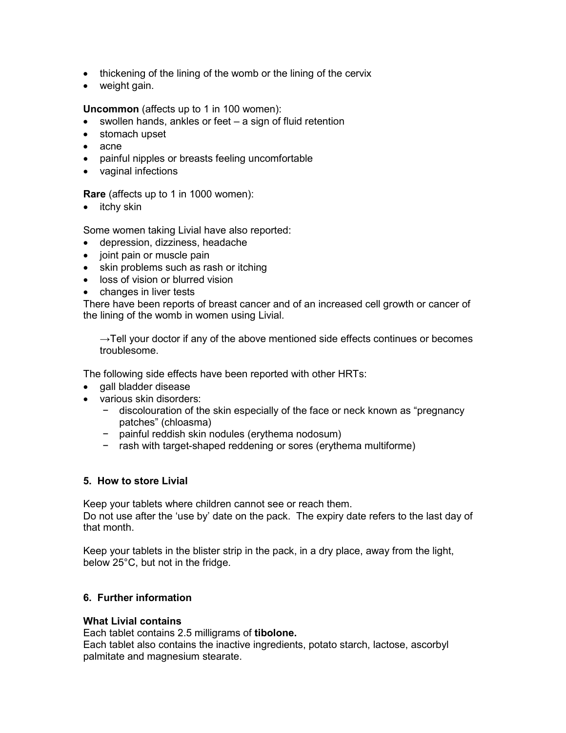- thickening of the lining of the womb or the lining of the cervix
- weight gain.

**Uncommon** (affects up to 1 in 100 women):

- swollen hands, ankles or feet – a sign of fluid retention
- stomach upset
- acne
- painful nipples or breasts feeling uncomfortable
- vaginal infections

**Rare** (affects up to 1 in 1000 women):

- itchy skin

Some women taking Livial have also reported:

- depression, dizziness, headache
- joint pain or muscle pain
- skin problems such as rash or itching
- loss of vision or blurred vision
- changes in liver tests

There have been reports of breast cancer and of an increased cell growth or cancer of the lining of the womb in women using Livial.

→Tell your doctor if any of the above mentioned side effects continues or becomes troublesome.

The following side effects have been reported with other HRTs:

- gall bladder disease
- various skin disorders:
  - discolouration of the skin especially of the face or neck known as “pregnancy patches” (chloasma)
  - painful reddish skin nodules (erythema nodosum)
  - rash with target-shaped reddening or sores (erythema multiforme)

## 5. How to store Livial

Keep your tablets where children cannot see or reach them.
Do not use after the ‘use by’ date on the pack. The expiry date refers to the last day of that month.

Keep your tablets in the blister strip in the pack, in a dry place, away from the light, below 25°C, but not in the fridge.

## 6. Further information

**What Livial contains**

Each tablet contains 2.5 milligrams of **tibolone.**
Each tablet also contains the inactive ingredients, potato starch, lactose, ascorbyl palmitate and magnesium stearate.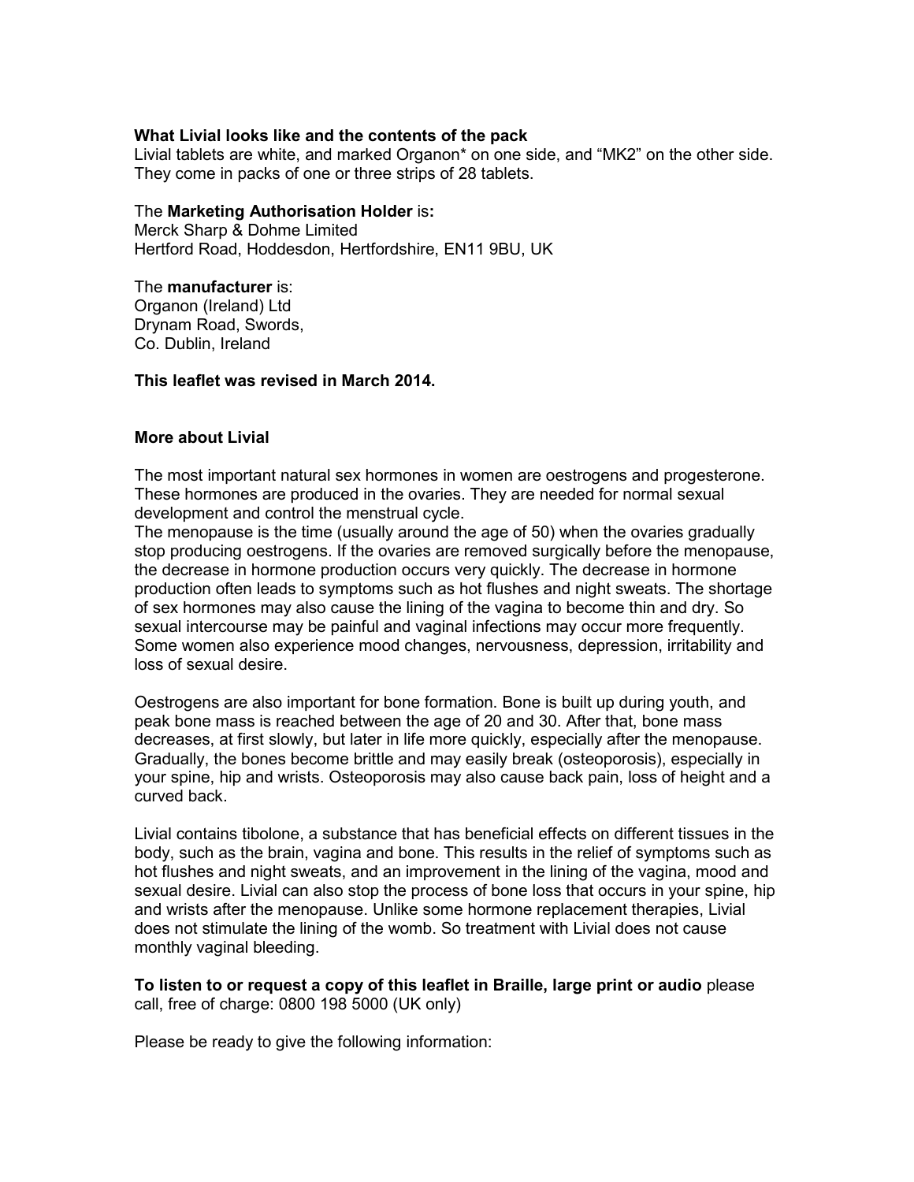**What Livial looks like and the contents of the pack**
Livial tablets are white, and marked Organon* on one side, and "MK2" on the other side. They come in packs of one or three strips of 28 tablets.

The **Marketing Authorisation Holder** is**:**
Merck Sharp & Dohme Limited
Hertford Road, Hoddesdon, Hertfordshire, EN11 9BU, UK

The **manufacturer** is:
Organon (Ireland) Ltd
Drynam Road, Swords,
Co. Dublin, Ireland

**This leaflet was revised in March 2014.**

**More about Livial**

The most important natural sex hormones in women are oestrogens and progesterone. These hormones are produced in the ovaries. They are needed for normal sexual development and control the menstrual cycle.
The menopause is the time (usually around the age of 50) when the ovaries gradually stop producing oestrogens. If the ovaries are removed surgically before the menopause, the decrease in hormone production occurs very quickly. The decrease in hormone production often leads to symptoms such as hot flushes and night sweats. The shortage of sex hormones may also cause the lining of the vagina to become thin and dry. So sexual intercourse may be painful and vaginal infections may occur more frequently. Some women also experience mood changes, nervousness, depression, irritability and loss of sexual desire.

Oestrogens are also important for bone formation. Bone is built up during youth, and peak bone mass is reached between the age of 20 and 30. After that, bone mass decreases, at first slowly, but later in life more quickly, especially after the menopause. Gradually, the bones become brittle and may easily break (osteoporosis), especially in your spine, hip and wrists. Osteoporosis may also cause back pain, loss of height and a curved back.

Livial contains tibolone, a substance that has beneficial effects on different tissues in the body, such as the brain, vagina and bone. This results in the relief of symptoms such as hot flushes and night sweats, and an improvement in the lining of the vagina, mood and sexual desire. Livial can also stop the process of bone loss that occurs in your spine, hip and wrists after the menopause. Unlike some hormone replacement therapies, Livial does not stimulate the lining of the womb. So treatment with Livial does not cause monthly vaginal bleeding.

**To listen to or request a copy of this leaflet in Braille, large print or audio** please call, free of charge: 0800 198 5000 (UK only)

Please be ready to give the following information: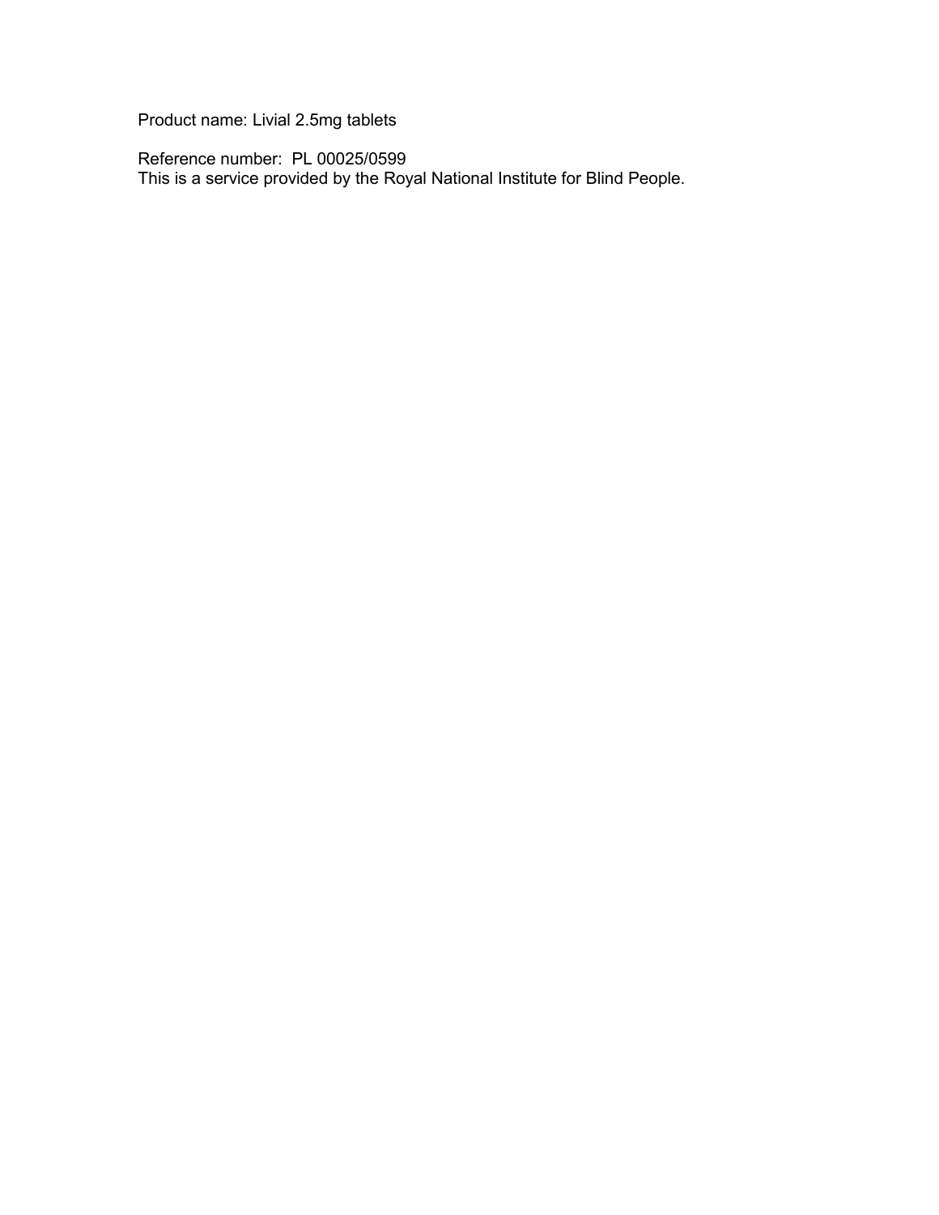Product name: Livial 2.5mg tablets

Reference number: PL 00025/0599
This is a service provided by the Royal National Institute for Blind People.